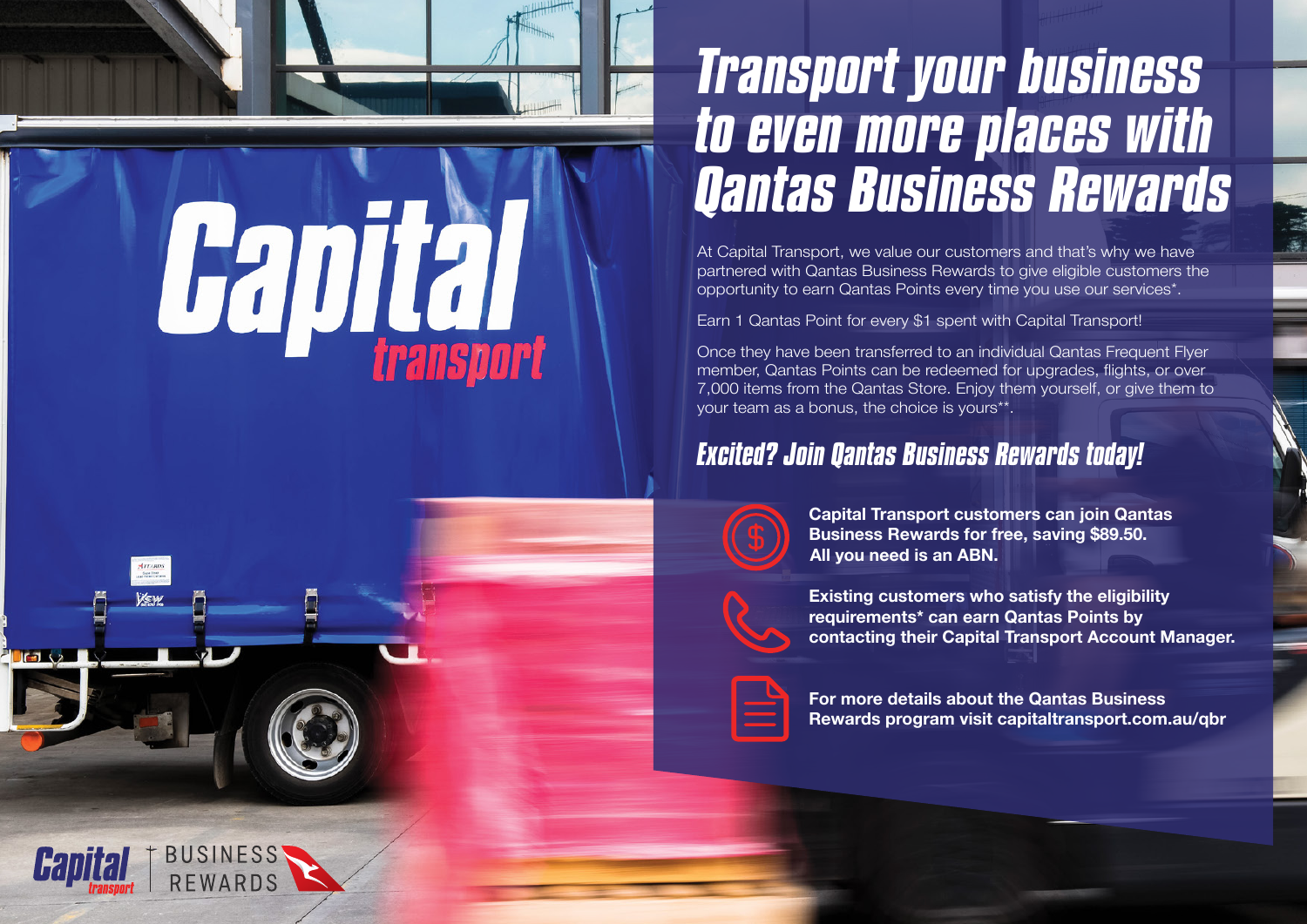# Transport your business to even more places with Qantas Business Rewards

At Capital Transport, we value our customers and that's why we have partnered with Qantas Business Rewards to give eligible customers the opportunity to earn Qantas Points every time you use our services*.

Earn 1 Qantas Point for every $1 spent with Capital Transport!

Once they have been transferred to an individual Qantas Frequent Flyer member, Qantas Points can be redeemed for upgrades, flights, or over 7,000 items from the Qantas Store. Enjoy them yourself, or give them to your team as a bonus, the choice is yours**.

## Excited? Join Qantas Business Rewards today!

**Capital Transport customers can join Qantas Business Rewards for free, saving $89.50. All you need is an ABN.**

**Existing customers who satisfy the eligibility requirements* can earn Qantas Points by contacting their Capital Transport Account Manager.**

**For more details about the Qantas Business Rewards program visit capitaltransport.com.au/qbr**

Capital transport | BUSINESS REWARDS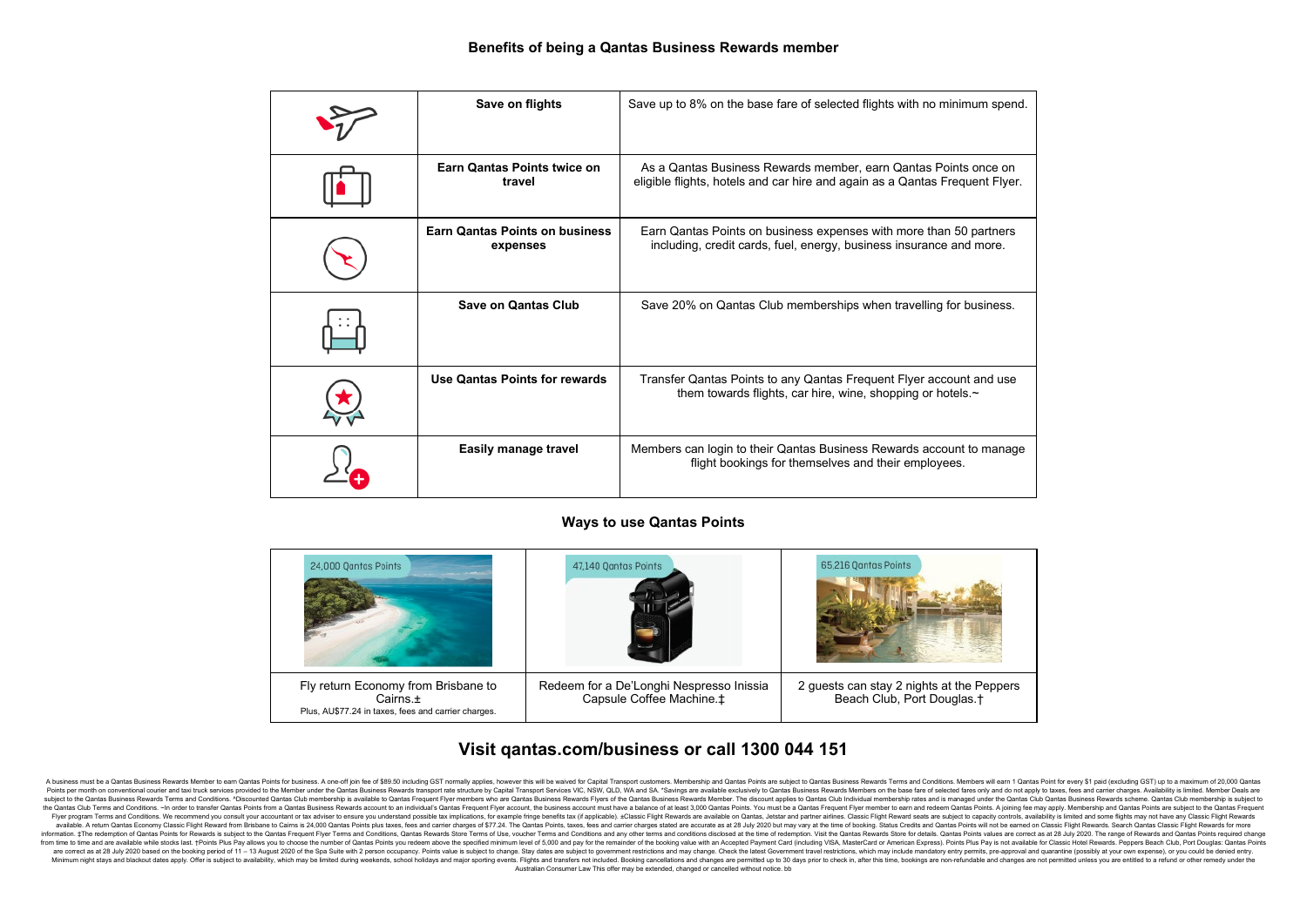## Benefits of being a Qantas Business Rewards member

| | | |
|---|---|---|
| | **Save on flights** | Save up to 8% on the base fare of selected flights with no minimum spend. |
| | **Earn Qantas Points twice on travel** | As a Qantas Business Rewards member, earn Qantas Points once on eligible flights, hotels and car hire and again as a Qantas Frequent Flyer. |
| | **Earn Qantas Points on business expenses** | Earn Qantas Points on business expenses with more than 50 partners including, credit cards, fuel, energy, business insurance and more. |
| | **Save on Qantas Club** | Save 20% on Qantas Club memberships when travelling for business. |
| | **Use Qantas Points for rewards** | Transfer Qantas Points to any Qantas Frequent Flyer account and use them towards flights, car hire, wine, shopping or hotels.~ |
| | **Easily manage travel** | Members can login to their Qantas Business Rewards account to manage flight bookings for themselves and their employees. |

## Ways to use Qantas Points

| | | |
|---|---|---|
| 24,000 Qantas Points | 47,140 Qantas Points | 65,216 Qantas Points |
| Fly return Economy from Brisbane to Cairns.± Plus, AU$77.24 in taxes, fees and carrier charges. | Redeem for a De'Longhi Nespresso Inissia Capsule Coffee Machine.‡ | 2 guests can stay 2 nights at the Peppers Beach Club, Port Douglas.† |

## Visit qantas.com/business or call 1300 044 151

A business must be a Qantas Business Rewards Member to earn Qantas Points for business. A one-off join fee of $89.50 including GST normally applies, however this will be waived for Capital Transport customers. Membership and Qantas Points are subject to Qantas Business Rewards Terms and Conditions. Members will earn 1 Qantas Point for every $1 paid (excluding GST) up to a maximum of 20,000 Qantas Points per month on conventional courier and taxi truck services provided to the Member under the Qantas Business Rewards transport rate structure by Capital Transport Services VIC, NSW, QLD, WA and SA. *Savings are available exclusively to Qantas Business Rewards Members on the base fare of selected fares only and do not apply to taxes, fees and carrier charges. Availability is limited. Member Deals are subject to the Qantas Business Rewards Terms and Conditions. *Discounted Qantas Club membership is available to Qantas Frequent Flyer members who are Qantas Business Rewards Flyers of the Qantas Business Rewards Member. The discount applies to Qantas Club Individual membership rates and is managed under the Qantas Club Qantas Business Rewards scheme. Qantas Club membership is subject to the Qantas Club Terms and Conditions. ~In order to transfer Qantas Points from a Qantas Business Rewards account to an individual's Qantas Frequent Flyer account, the business account must have a balance of at least 3,000 Qantas Points. You must be a Qantas Frequent Flyer member to earn and redeem Qantas Points. A joining fee may apply. Membership and Qantas Points are subject to the Qantas Frequent Flyer program Terms and Conditions. We recommend you consult your accountant or tax adviser to ensure you understand possible tax implications, for example fringe benefits tax (if applicable). ±Classic Flight Rewards are available on Qantas, Jetstar and partner airlines. Classic Flight Reward seats are subject to capacity controls, availability is limited and some flights may not have any Classic Flight Rewards available. A return Qantas Economy Classic Flight Reward from Brisbane to Cairns is 24,000 Qantas Points plus taxes, fees and carrier charges of $77.24. The Qantas Points, taxes, fees and carrier charges stated are accurate as at 28 July 2020 but may vary at the time of booking. Status Credits and Qantas Points will not be earned on Classic Flight Rewards. Search Qantas Classic Flight Rewards for more information. ‡The redemption of Qantas Points for Rewards is subject to the Qantas Frequent Flyer Terms and Conditions, Qantas Rewards Store Terms of Use, voucher Terms and Conditions and any other terms and conditions disclosed at the time of redemption. Visit the Qantas Rewards Store for details. Qantas Points values are correct as at 28 July 2020. The range of Rewards and Qantas Points required change from time to time and are available while stocks last. †Points Plus Pay allows you to choose the number of Qantas Points you redeem above the specified minimum level of 5,000 and pay for the remainder of the booking value with an Accepted Payment Card (including VISA, MasterCard or American Express). Points Plus Pay is not available for Classic Hotel Rewards. Peppers Beach Club, Port Douglas: Qantas Points are correct as at 28 July 2020 based on the booking period of 11 – 13 August 2020 of the Spa Suite with 2 person occupancy. Points value is subject to change. Stay dates are subject to government restrictions and may change. Check the latest Government travel restrictions, which may include mandatory entry permits, pre-approval and quarantine (possibly at your own expense), or you could be denied entry. Minimum night stays and blackout dates apply. Offer is subject to availability, which may be limited during weekends, school holidays and major sporting events. Flights and transfers not included. Booking cancellations and changes are permitted up to 30 days prior to check in, after this time, bookings are non-refundable and changes are not permitted unless you are entitled to a refund or other remedy under the Australian Consumer Law This offer may be extended, changed or cancelled without notice. bb